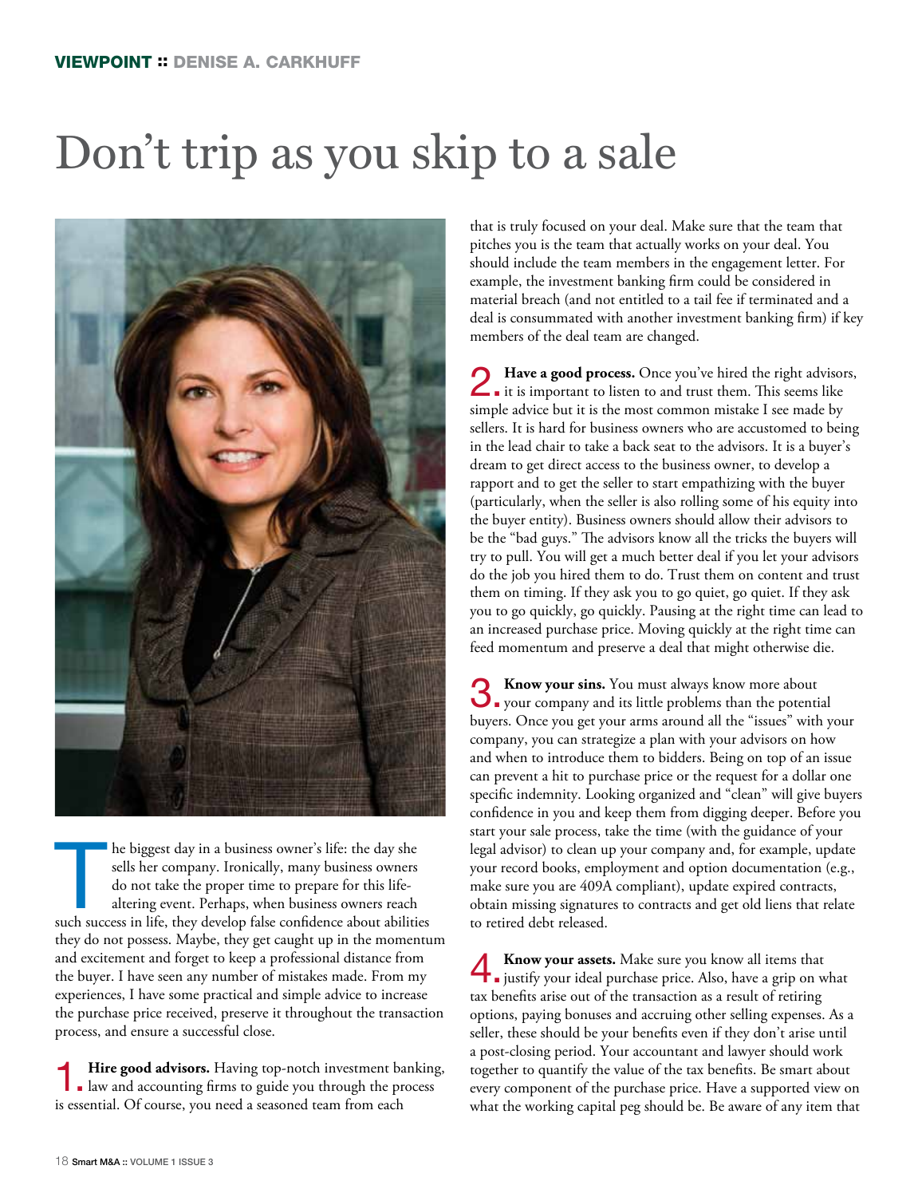VIEWPOINT :: DENISE A. CARKHUFF

# Don't trip as you skip to a sale

The biggest day in a business owner's life: the day she sells her company. Ironically, many business owners do not take the proper time to prepare for this life-altering event. Perhaps, when business owners reach such success in life, they develop false confidence about abilities they do not possess. Maybe, they get caught up in the momentum and excitement and forget to keep a professional distance from the buyer. I have seen any number of mistakes made. From my experiences, I have some practical and simple advice to increase the purchase price received, preserve it throughout the transaction process, and ensure a successful close.

**1. Hire good advisors.** Having top-notch investment banking, law and accounting firms to guide you through the process is essential. Of course, you need a seasoned team from each that is truly focused on your deal. Make sure that the team that pitches you is the team that actually works on your deal. You should include the team members in the engagement letter. For example, the investment banking firm could be considered in material breach (and not entitled to a tail fee if terminated and a deal is consummated with another investment banking firm) if key members of the deal team are changed.

**2. Have a good process.** Once you've hired the right advisors, it is important to listen to and trust them. This seems like simple advice but it is the most common mistake I see made by sellers. It is hard for business owners who are accustomed to being in the lead chair to take a back seat to the advisors. It is a buyer's dream to get direct access to the business owner, to develop a rapport and to get the seller to start empathizing with the buyer (particularly, when the seller is also rolling some of his equity into the buyer entity). Business owners should allow their advisors to be the "bad guys." The advisors know all the tricks the buyers will try to pull. You will get a much better deal if you let your advisors do the job you hired them to do. Trust them on content and trust them on timing. If they ask you to go quiet, go quiet. If they ask you to go quickly, go quickly. Pausing at the right time can lead to an increased purchase price. Moving quickly at the right time can feed momentum and preserve a deal that might otherwise die.

**3. Know your sins.** You must always know more about your company and its little problems than the potential buyers. Once you get your arms around all the "issues" with your company, you can strategize a plan with your advisors on how and when to introduce them to bidders. Being on top of an issue can prevent a hit to purchase price or the request for a dollar one specific indemnity. Looking organized and "clean" will give buyers confidence in you and keep them from digging deeper. Before you start your sale process, take the time (with the guidance of your legal advisor) to clean up your company and, for example, update your record books, employment and option documentation (e.g., make sure you are 409A compliant), update expired contracts, obtain missing signatures to contracts and get old liens that relate to retired debt released.

**4. Know your assets.** Make sure you know all items that justify your ideal purchase price. Also, have a grip on what tax benefits arise out of the transaction as a result of retiring options, paying bonuses and accruing other selling expenses. As a seller, these should be your benefits even if they don't arise until a post-closing period. Your accountant and lawyer should work together to quantify the value of the tax benefits. Be smart about every component of the purchase price. Have a supported view on what the working capital peg should be. Be aware of any item that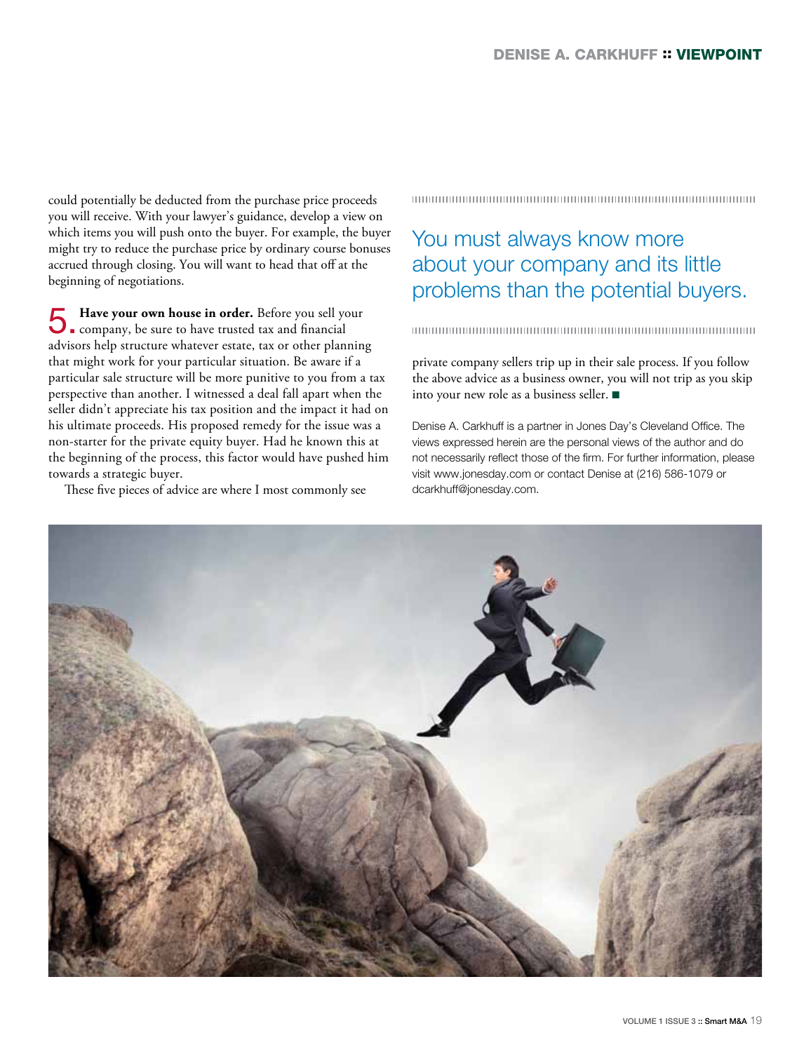could potentially be deducted from the purchase price proceeds you will receive. With your lawyer's guidance, develop a view on which items you will push onto the buyer. For example, the buyer might try to reduce the purchase price by ordinary course bonuses accrued through closing. You will want to head that off at the beginning of negotiations.

5. **Have your own house in order.** Before you sell your company, be sure to have trusted tax and financial advisors help structure whatever estate, tax or other planning that might work for your particular situation. Be aware if a particular sale structure will be more punitive to you from a tax perspective than another. I witnessed a deal fall apart when the seller didn't appreciate his tax position and the impact it had on his ultimate proceeds. His proposed remedy for the issue was a non-starter for the private equity buyer. Had he known this at the beginning of the process, this factor would have pushed him towards a strategic buyer.

These five pieces of advice are where I most commonly see private company sellers trip up in their sale process. If you follow the above advice as a business owner, you will not trip as you skip into your new role as a business seller. ■

> You must always know more about your company and its little problems than the potential buyers.

Denise A. Carkhuff is a partner in Jones Day's Cleveland Office. The views expressed herein are the personal views of the author and do not necessarily reflect those of the firm. For further information, please visit www.jonesday.com or contact Denise at (216) 586-1079 or dcarkhuff@jonesday.com.